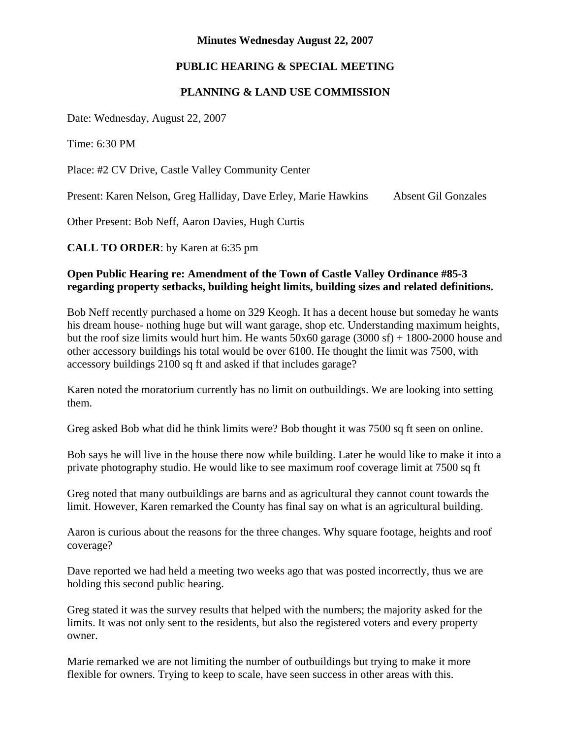**Minutes Wednesday August 22, 2007**

**PUBLIC HEARING & SPECIAL MEETING**

**PLANNING & LAND USE COMMISSION**

Date: Wednesday, August 22, 2007

Time: 6:30 PM

Place: #2 CV Drive, Castle Valley Community Center

Present: Karen Nelson, Greg Halliday, Dave Erley, Marie Hawkins Absent Gil Gonzales

Other Present: Bob Neff, Aaron Davies, Hugh Curtis

**CALL TO ORDER**: by Karen at 6:35 pm

**Open Public Hearing re: Amendment of the Town of Castle Valley Ordinance #85-3 regarding property setbacks, building height limits, building sizes and related definitions.**

Bob Neff recently purchased a home on 329 Keogh. It has a decent house but someday he wants his dream house- nothing huge but will want garage, shop etc. Understanding maximum heights, but the roof size limits would hurt him. He wants 50x60 garage (3000 sf) + 1800-2000 house and other accessory buildings his total would be over 6100. He thought the limit was 7500, with accessory buildings 2100 sq ft and asked if that includes garage?

Karen noted the moratorium currently has no limit on outbuildings. We are looking into setting them.

Greg asked Bob what did he think limits were? Bob thought it was 7500 sq ft seen on online.

Bob says he will live in the house there now while building. Later he would like to make it into a private photography studio. He would like to see maximum roof coverage limit at 7500 sq ft

Greg noted that many outbuildings are barns and as agricultural they cannot count towards the limit. However, Karen remarked the County has final say on what is an agricultural building.

Aaron is curious about the reasons for the three changes. Why square footage, heights and roof coverage?

Dave reported we had held a meeting two weeks ago that was posted incorrectly, thus we are holding this second public hearing.

Greg stated it was the survey results that helped with the numbers; the majority asked for the limits. It was not only sent to the residents, but also the registered voters and every property owner.

Marie remarked we are not limiting the number of outbuildings but trying to make it more flexible for owners. Trying to keep to scale, have seen success in other areas with this.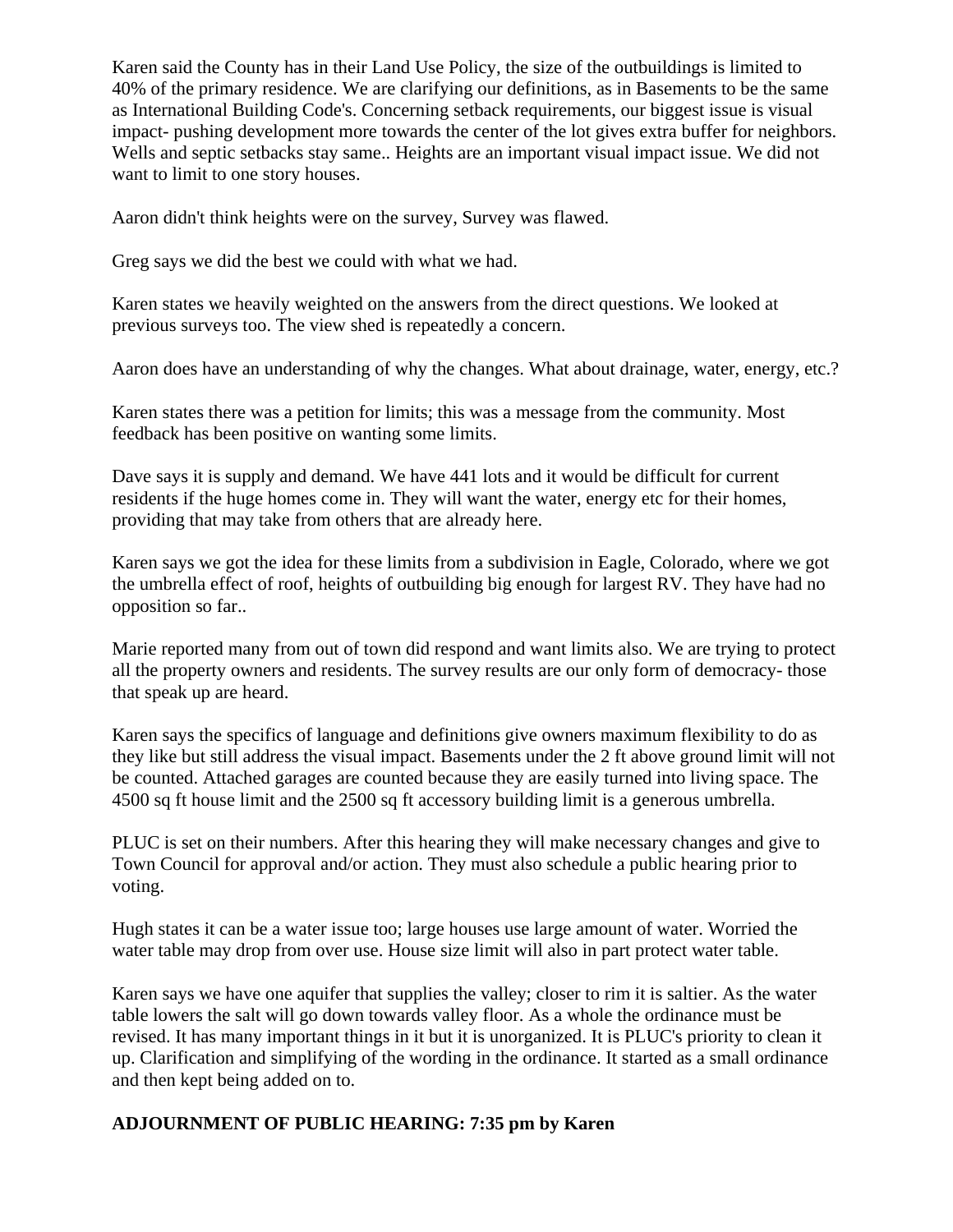Karen said the County has in their Land Use Policy, the size of the outbuildings is limited to 40% of the primary residence. We are clarifying our definitions, as in Basements to be the same as International Building Code's. Concerning setback requirements, our biggest issue is visual impact- pushing development more towards the center of the lot gives extra buffer for neighbors. Wells and septic setbacks stay same.. Heights are an important visual impact issue. We did not want to limit to one story houses.

Aaron didn't think heights were on the survey, Survey was flawed.

Greg says we did the best we could with what we had.

Karen states we heavily weighted on the answers from the direct questions. We looked at previous surveys too. The view shed is repeatedly a concern.

Aaron does have an understanding of why the changes. What about drainage, water, energy, etc.?

Karen states there was a petition for limits; this was a message from the community. Most feedback has been positive on wanting some limits.

Dave says it is supply and demand. We have 441 lots and it would be difficult for current residents if the huge homes come in. They will want the water, energy etc for their homes, providing that may take from others that are already here.

Karen says we got the idea for these limits from a subdivision in Eagle, Colorado, where we got the umbrella effect of roof, heights of outbuilding big enough for largest RV. They have had no opposition so far..

Marie reported many from out of town did respond and want limits also. We are trying to protect all the property owners and residents. The survey results are our only form of democracy- those that speak up are heard.

Karen says the specifics of language and definitions give owners maximum flexibility to do as they like but still address the visual impact. Basements under the 2 ft above ground limit will not be counted. Attached garages are counted because they are easily turned into living space. The 4500 sq ft house limit and the 2500 sq ft accessory building limit is a generous umbrella.

PLUC is set on their numbers. After this hearing they will make necessary changes and give to Town Council for approval and/or action. They must also schedule a public hearing prior to voting.

Hugh states it can be a water issue too; large houses use large amount of water. Worried the water table may drop from over use. House size limit will also in part protect water table.

Karen says we have one aquifer that supplies the valley; closer to rim it is saltier. As the water table lowers the salt will go down towards valley floor. As a whole the ordinance must be revised. It has many important things in it but it is unorganized. It is PLUC's priority to clean it up. Clarification and simplifying of the wording in the ordinance. It started as a small ordinance and then kept being added on to.

**ADJOURNMENT OF PUBLIC HEARING: 7:35 pm by Karen**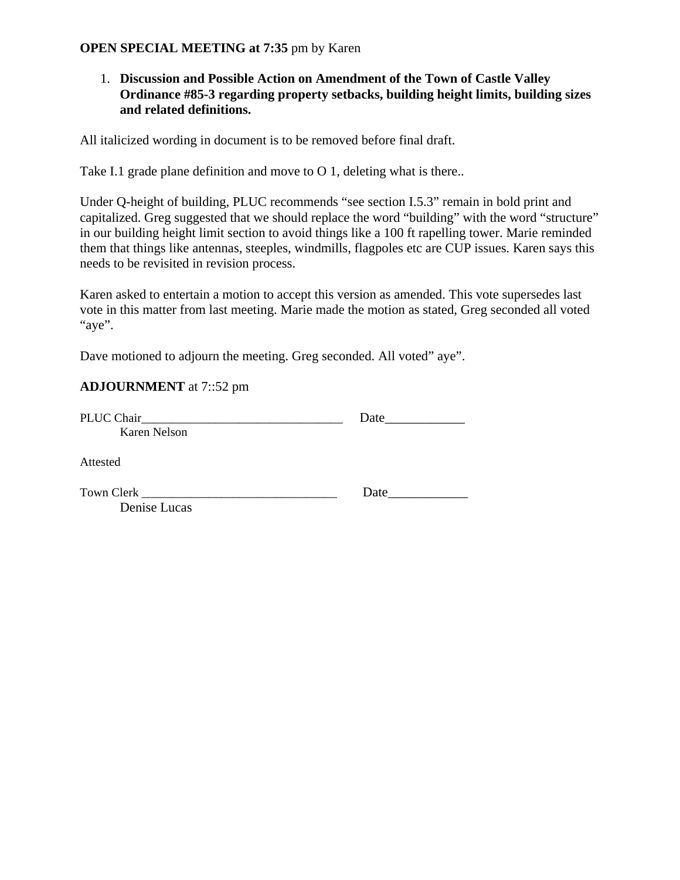**OPEN SPECIAL MEETING at 7:35** pm by Karen

1. **Discussion and Possible Action on Amendment of the Town of Castle Valley Ordinance #85-3 regarding property setbacks, building height limits, building sizes and related definitions.**

All italicized wording in document is to be removed before final draft.

Take I.1 grade plane definition and move to O 1, deleting what is there..

Under Q-height of building, PLUC recommends "see section I.5.3" remain in bold print and capitalized. Greg suggested that we should replace the word "building" with the word "structure" in our building height limit section to avoid things like a 100 ft rapelling tower. Marie reminded them that things like antennas, steeples, windmills, flagpoles etc are CUP issues. Karen says this needs to be revisited in revision process.

Karen asked to entertain a motion to accept this version as amended. This vote supersedes last vote in this matter from last meeting. Marie made the motion as stated, Greg seconded all voted "aye".

Dave motioned to adjourn the meeting. Greg seconded. All voted" aye".

**ADJOURNMENT** at 7::52 pm

PLUC Chair________________________________ Date____________
Karen Nelson

Attested

Town Clerk _______________________________ Date____________
Denise Lucas